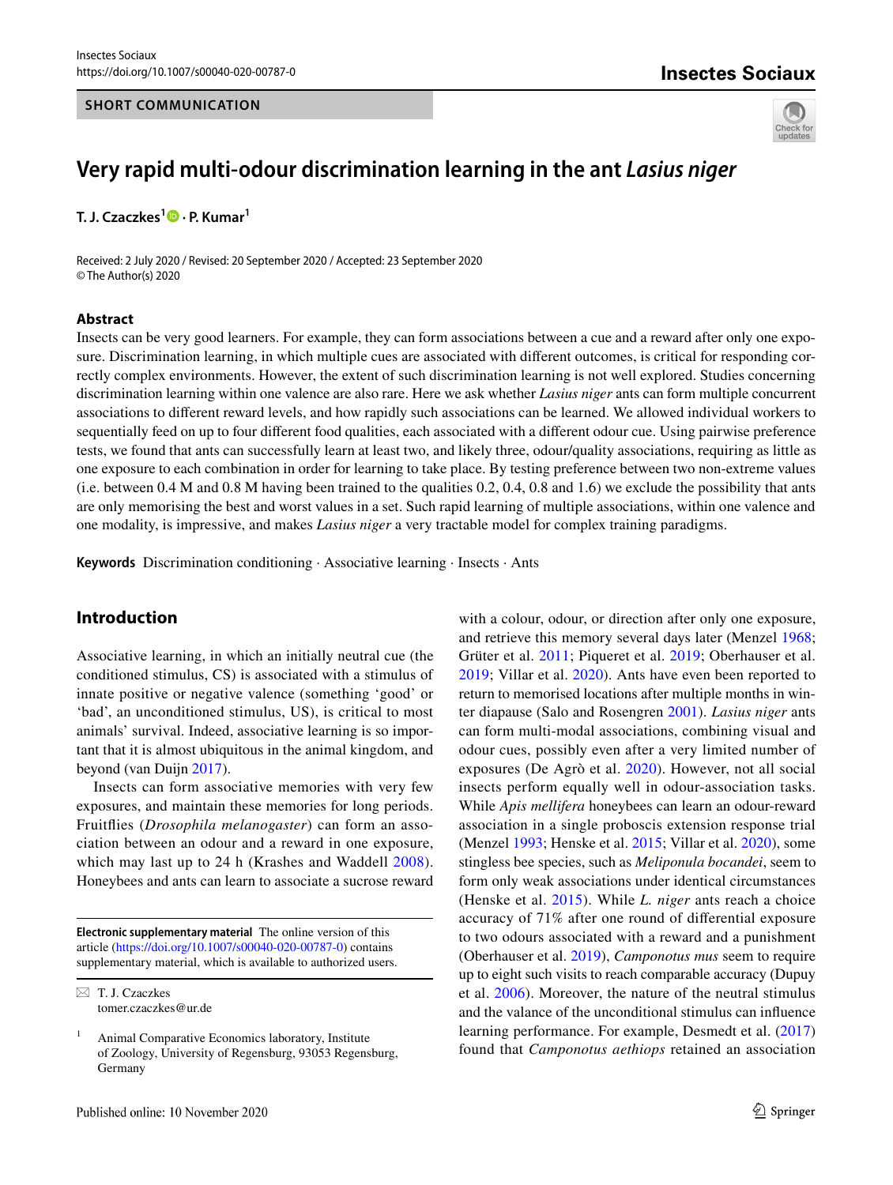SHORT COMMUNICATION

# Very rapid multi-odour discrimination learning in the ant *Lasius niger*

**T. J. Czaczkes[1] · P. Kumar[1]**

Received: 2 July 2020 / Revised: 20 September 2020 / Accepted: 23 September 2020
© The Author(s) 2020

## Abstract

Insects can be very good learners. For example, they can form associations between a cue and a reward after only one exposure. Discrimination learning, in which multiple cues are associated with different outcomes, is critical for responding correctly complex environments. However, the extent of such discrimination learning is not well explored. Studies concerning discrimination learning within one valence are also rare. Here we ask whether *Lasius niger* ants can form multiple concurrent associations to different reward levels, and how rapidly such associations can be learned. We allowed individual workers to sequentially feed on up to four different food qualities, each associated with a different odour cue. Using pairwise preference tests, we found that ants can successfully learn at least two, and likely three, odour/quality associations, requiring as little as one exposure to each combination in order for learning to take place. By testing preference between two non-extreme values (i.e. between 0.4 M and 0.8 M having been trained to the qualities 0.2, 0.4, 0.8 and 1.6) we exclude the possibility that ants are only memorising the best and worst values in a set. Such rapid learning of multiple associations, within one valence and one modality, is impressive, and makes *Lasius niger* a very tractable model for complex training paradigms.

**Keywords** Discrimination conditioning · Associative learning · Insects · Ants

## Introduction

Associative learning, in which an initially neutral cue (the conditioned stimulus, CS) is associated with a stimulus of innate positive or negative valence (something 'good' or 'bad', an unconditioned stimulus, US), is critical to most animals' survival. Indeed, associative learning is so important that it is almost ubiquitous in the animal kingdom, and beyond (van Duijn 2017).

Insects can form associative memories with very few exposures, and maintain these memories for long periods. Fruitflies (*Drosophila melanogaster*) can form an association between an odour and a reward in one exposure, which may last up to 24 h (Krashes and Waddell 2008). Honeybees and ants can learn to associate a sucrose reward with a colour, odour, or direction after only one exposure, and retrieve this memory several days later (Menzel 1968; Grüter et al. 2011; Piqueret et al. 2019; Oberhauser et al. 2019; Villar et al. 2020). Ants have even been reported to return to memorised locations after multiple months in winter diapause (Salo and Rosengren 2001). *Lasius niger* ants can form multi-modal associations, combining visual and odour cues, possibly even after a very limited number of exposures (De Agrò et al. 2020). However, not all social insects perform equally well in odour-association tasks. While *Apis mellifera* honeybees can learn an odour-reward association in a single proboscis extension response trial (Menzel 1993; Henske et al. 2015; Villar et al. 2020), some stingless bee species, such as *Meliponula bocandei*, seem to form only weak associations under identical circumstances (Henske et al. 2015). While *L. niger* ants reach a choice accuracy of 71% after one round of differential exposure to two odours associated with a reward and a punishment (Oberhauser et al. 2019), *Camponotus mus* seem to require up to eight such visits to reach comparable accuracy (Dupuy et al. 2006). Moreover, the nature of the neutral stimulus and the valance of the unconditional stimulus can influence learning performance. For example, Desmedt et al. (2017) found that *Camponotus aethiops* retained an association

**Electronic supplementary material** The online version of this article (https://doi.org/10.1007/s00040-020-00787-0) contains supplementary material, which is available to authorized users.

✉ T. J. Czaczkes
tomer.czaczkes@ur.de

[1] Animal Comparative Economics laboratory, Institute of Zoology, University of Regensburg, 93053 Regensburg, Germany

Published online: 10 November 2020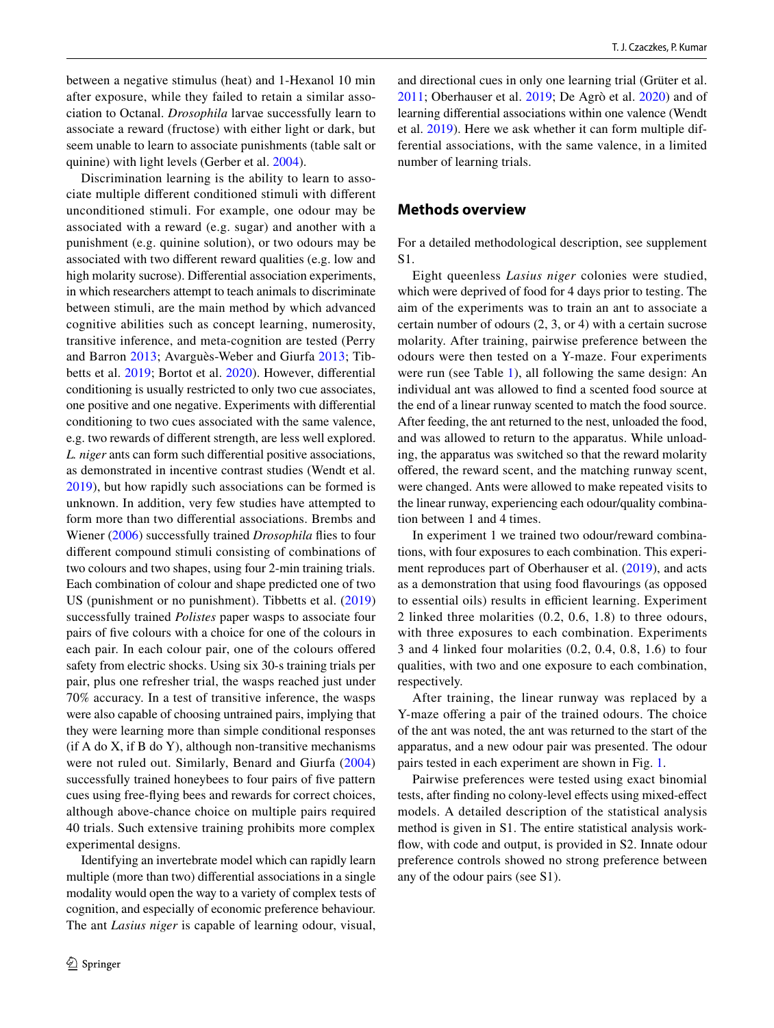between a negative stimulus (heat) and 1-Hexanol 10 min after exposure, while they failed to retain a similar association to Octanal. *Drosophila* larvae successfully learn to associate a reward (fructose) with either light or dark, but seem unable to learn to associate punishments (table salt or quinine) with light levels (Gerber et al. 2004).

Discrimination learning is the ability to learn to associate multiple different conditioned stimuli with different unconditioned stimuli. For example, one odour may be associated with a reward (e.g. sugar) and another with a punishment (e.g. quinine solution), or two odours may be associated with two different reward qualities (e.g. low and high molarity sucrose). Differential association experiments, in which researchers attempt to teach animals to discriminate between stimuli, are the main method by which advanced cognitive abilities such as concept learning, numerosity, transitive inference, and meta-cognition are tested (Perry and Barron 2013; Avarguès-Weber and Giurfa 2013; Tibbetts et al. 2019; Bortot et al. 2020). However, differential conditioning is usually restricted to only two cue associates, one positive and one negative. Experiments with differential conditioning to two cues associated with the same valence, e.g. two rewards of different strength, are less well explored. *L. niger* ants can form such differential positive associations, as demonstrated in incentive contrast studies (Wendt et al. 2019), but how rapidly such associations can be formed is unknown. In addition, very few studies have attempted to form more than two differential associations. Brembs and Wiener (2006) successfully trained *Drosophila* flies to four different compound stimuli consisting of combinations of two colours and two shapes, using four 2-min training trials. Each combination of colour and shape predicted one of two US (punishment or no punishment). Tibbetts et al. (2019) successfully trained *Polistes* paper wasps to associate four pairs of five colours with a choice for one of the colours in each pair. In each colour pair, one of the colours offered safety from electric shocks. Using six 30-s training trials per pair, plus one refresher trial, the wasps reached just under 70% accuracy. In a test of transitive inference, the wasps were also capable of choosing untrained pairs, implying that they were learning more than simple conditional responses (if A do X, if B do Y), although non-transitive mechanisms were not ruled out. Similarly, Benard and Giurfa (2004) successfully trained honeybees to four pairs of five pattern cues using free-flying bees and rewards for correct choices, although above-chance choice on multiple pairs required 40 trials. Such extensive training prohibits more complex experimental designs.

Identifying an invertebrate model which can rapidly learn multiple (more than two) differential associations in a single modality would open the way to a variety of complex tests of cognition, and especially of economic preference behaviour. The ant *Lasius niger* is capable of learning odour, visual, and directional cues in only one learning trial (Grüter et al. 2011; Oberhauser et al. 2019; De Agrò et al. 2020) and of learning differential associations within one valence (Wendt et al. 2019). Here we ask whether it can form multiple differential associations, with the same valence, in a limited number of learning trials.

## Methods overview

For a detailed methodological description, see supplement S1.

Eight queenless *Lasius niger* colonies were studied, which were deprived of food for 4 days prior to testing. The aim of the experiments was to train an ant to associate a certain number of odours (2, 3, or 4) with a certain sucrose molarity. After training, pairwise preference between the odours were then tested on a Y-maze. Four experiments were run (see Table 1), all following the same design: An individual ant was allowed to find a scented food source at the end of a linear runway scented to match the food source. After feeding, the ant returned to the nest, unloaded the food, and was allowed to return to the apparatus. While unloading, the apparatus was switched so that the reward molarity offered, the reward scent, and the matching runway scent, were changed. Ants were allowed to make repeated visits to the linear runway, experiencing each odour/quality combination between 1 and 4 times.

In experiment 1 we trained two odour/reward combinations, with four exposures to each combination. This experiment reproduces part of Oberhauser et al. (2019), and acts as a demonstration that using food flavourings (as opposed to essential oils) results in efficient learning. Experiment 2 linked three molarities (0.2, 0.6, 1.8) to three odours, with three exposures to each combination. Experiments 3 and 4 linked four molarities (0.2, 0.4, 0.8, 1.6) to four qualities, with two and one exposure to each combination, respectively.

After training, the linear runway was replaced by a Y-maze offering a pair of the trained odours. The choice of the ant was noted, the ant was returned to the start of the apparatus, and a new odour pair was presented. The odour pairs tested in each experiment are shown in Fig. 1.

Pairwise preferences were tested using exact binomial tests, after finding no colony-level effects using mixed-effect models. A detailed description of the statistical analysis method is given in S1. The entire statistical analysis workflow, with code and output, is provided in S2. Innate odour preference controls showed no strong preference between any of the odour pairs (see S1).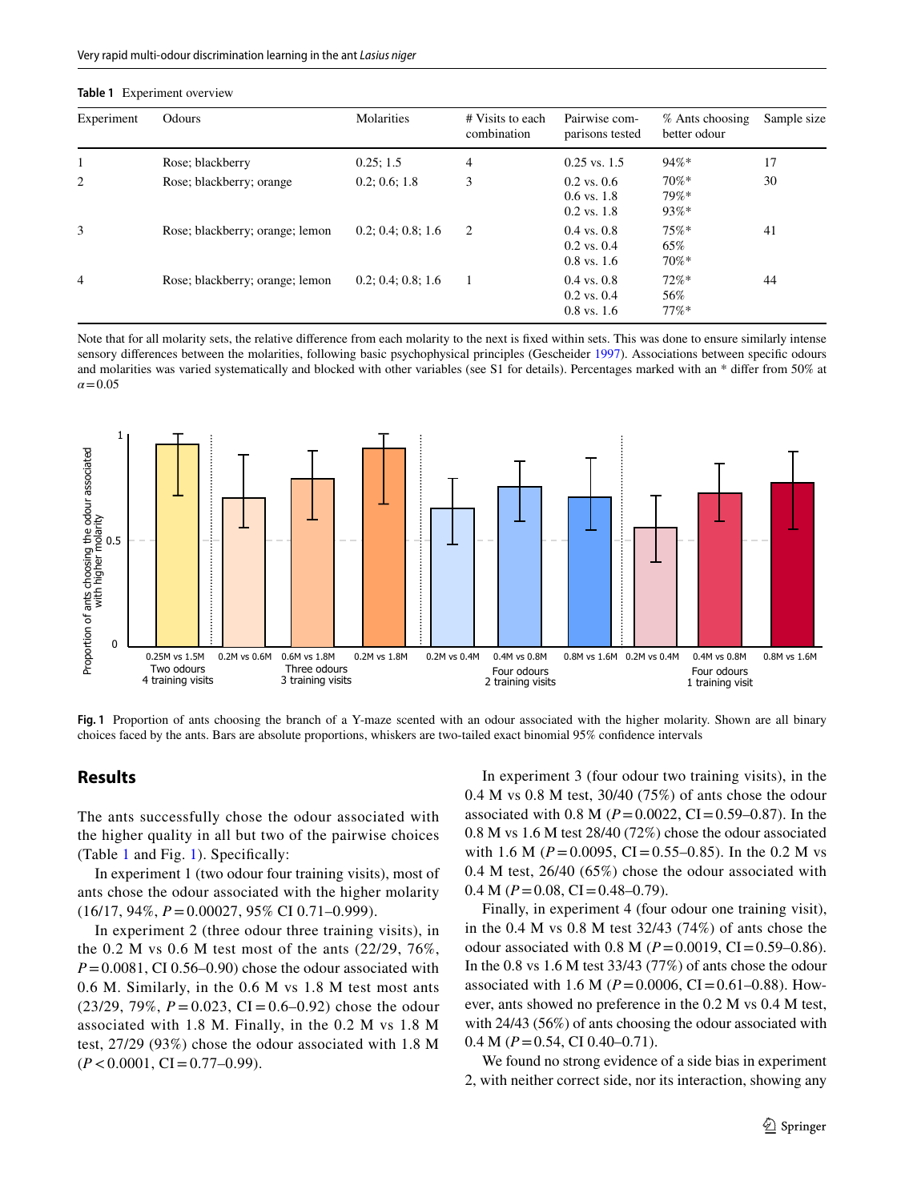**Table 1** Experiment overview

| Experiment | Odours | Molarities | # Visits to each combination | Pairwise comparisons tested | % Ants choosing better odour | Sample size |
|---|---|---|---|---|---|---|
| 1 | Rose; blackberry | 0.25; 1.5 | 4 | 0.25 vs. 1.5 | 94%* | 17 |
| 2 | Rose; blackberry; orange | 0.2; 0.6; 1.8 | 3 | 0.2 vs. 0.6<br>0.6 vs. 1.8<br>0.2 vs. 1.8 | 70%*<br>79%*<br>93%* | 30 |
| 3 | Rose; blackberry; orange; lemon | 0.2; 0.4; 0.8; 1.6 | 2 | 0.4 vs. 0.8<br>0.2 vs. 0.4<br>0.8 vs. 1.6 | 75%*<br>65%<br>70%* | 41 |
| 4 | Rose; blackberry; orange; lemon | 0.2; 0.4; 0.8; 1.6 | 1 | 0.4 vs. 0.8<br>0.2 vs. 0.4<br>0.8 vs. 1.6 | 72%*<br>56%<br>77%* | 44 |

Note that for all molarity sets, the relative difference from each molarity to the next is fixed within sets. This was done to ensure similarly intense sensory differences between the molarities, following basic psychophysical principles (Gescheider 1997). Associations between specific odours and molarities was varied systematically and blocked with other variables (see S1 for details). Percentages marked with an * differ from 50% at $\alpha = 0.05$

**Fig. 1** Proportion of ants choosing the branch of a Y-maze scented with an odour associated with the higher molarity. Shown are all binary choices faced by the ants. Bars are absolute proportions, whiskers are two-tailed exact binomial 95% confidence intervals

## Results

The ants successfully chose the odour associated with the higher quality in all but two of the pairwise choices (Table 1 and Fig. 1). Specifically:

In experiment 1 (two odour four training visits), most of ants chose the odour associated with the higher molarity (16/17, 94%, $P = 0.00027$, 95% CI 0.71–0.999).

In experiment 2 (three odour three training visits), in the 0.2 M vs 0.6 M test most of the ants (22/29, 76%, $P = 0.0081$, CI 0.56–0.90) chose the odour associated with 0.6 M. Similarly, in the 0.6 M vs 1.8 M test most ants (23/29, 79%, $P = 0.023$, CI = 0.6–0.92) chose the odour associated with 1.8 M. Finally, in the 0.2 M vs 1.8 M test, 27/29 (93%) chose the odour associated with 1.8 M ($P < 0.0001$, CI = 0.77–0.99).

In experiment 3 (four odour two training visits), in the 0.4 M vs 0.8 M test, 30/40 (75%) of ants chose the odour associated with 0.8 M ($P = 0.0022$, CI = 0.59–0.87). In the 0.8 M vs 1.6 M test 28/40 (72%) chose the odour associated with 1.6 M ($P = 0.0095$, CI = 0.55–0.85). In the 0.2 M vs 0.4 M test, 26/40 (65%) chose the odour associated with 0.4 M ($P = 0.08$, CI = 0.48–0.79).

Finally, in experiment 4 (four odour one training visit), in the 0.4 M vs 0.8 M test 32/43 (74%) of ants chose the odour associated with 0.8 M ($P = 0.0019$, CI = 0.59–0.86). In the 0.8 vs 1.6 M test 33/43 (77%) of ants chose the odour associated with 1.6 M ($P = 0.0006$, CI = 0.61–0.88). However, ants showed no preference in the 0.2 M vs 0.4 M test, with 24/43 (56%) of ants choosing the odour associated with 0.4 M ($P = 0.54$, CI 0.40–0.71).

We found no strong evidence of a side bias in experiment 2, with neither correct side, nor its interaction, showing any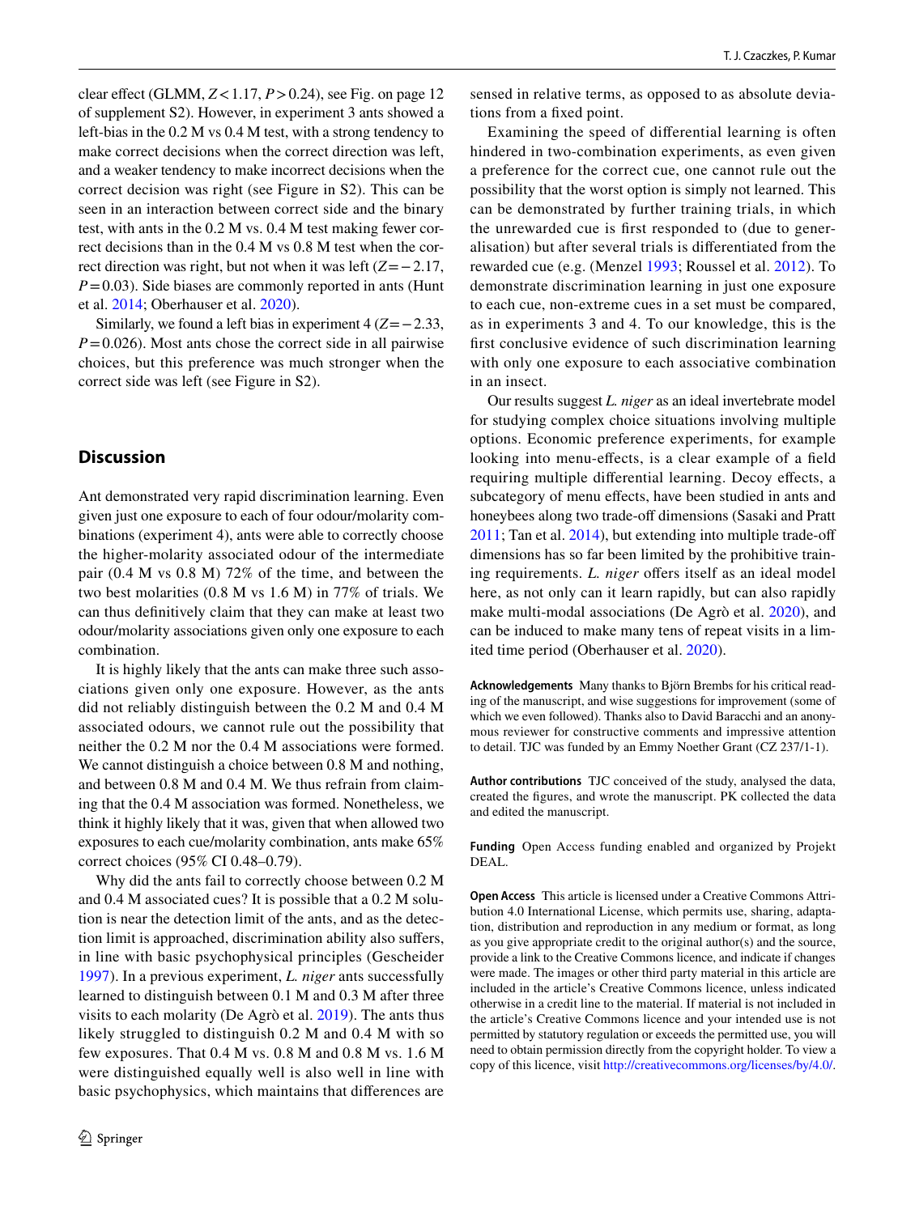clear effect (GLMM, $Z < 1.17$, $P > 0.24$), see Fig. on page 12 of supplement S2). However, in experiment 3 ants showed a left-bias in the 0.2 M vs 0.4 M test, with a strong tendency to make correct decisions when the correct direction was left, and a weaker tendency to make incorrect decisions when the correct decision was right (see Figure in S2). This can be seen in an interaction between correct side and the binary test, with ants in the 0.2 M vs. 0.4 M test making fewer correct decisions than in the 0.4 M vs 0.8 M test when the correct direction was right, but not when it was left ($Z = -2.17$, $P = 0.03$). Side biases are commonly reported in ants (Hunt et al. 2014; Oberhauser et al. 2020).

Similarly, we found a left bias in experiment 4 ($Z = -2.33$, $P = 0.026$). Most ants chose the correct side in all pairwise choices, but this preference was much stronger when the correct side was left (see Figure in S2).

## Discussion

Ant demonstrated very rapid discrimination learning. Even given just one exposure to each of four odour/molarity combinations (experiment 4), ants were able to correctly choose the higher-molarity associated odour of the intermediate pair (0.4 M vs 0.8 M) 72% of the time, and between the two best molarities (0.8 M vs 1.6 M) in 77% of trials. We can thus definitively claim that they can make at least two odour/molarity associations given only one exposure to each combination.

It is highly likely that the ants can make three such associations given only one exposure. However, as the ants did not reliably distinguish between the 0.2 M and 0.4 M associated odours, we cannot rule out the possibility that neither the 0.2 M nor the 0.4 M associations were formed. We cannot distinguish a choice between 0.8 M and nothing, and between 0.8 M and 0.4 M. We thus refrain from claiming that the 0.4 M association was formed. Nonetheless, we think it highly likely that it was, given that when allowed two exposures to each cue/molarity combination, ants make 65% correct choices (95% CI 0.48–0.79).

Why did the ants fail to correctly choose between 0.2 M and 0.4 M associated cues? It is possible that a 0.2 M solution is near the detection limit of the ants, and as the detection limit is approached, discrimination ability also suffers, in line with basic psychophysical principles (Gescheider 1997). In a previous experiment, *L. niger* ants successfully learned to distinguish between 0.1 M and 0.3 M after three visits to each molarity (De Agrò et al. 2019). The ants thus likely struggled to distinguish 0.2 M and 0.4 M with so few exposures. That 0.4 M vs. 0.8 M and 0.8 M vs. 1.6 M were distinguished equally well is also well in line with basic psychophysics, which maintains that differences are sensed in relative terms, as opposed to as absolute deviations from a fixed point.

Examining the speed of differential learning is often hindered in two-combination experiments, as even given a preference for the correct cue, one cannot rule out the possibility that the worst option is simply not learned. This can be demonstrated by further training trials, in which the unrewarded cue is first responded to (due to generalisation) but after several trials is differentiated from the rewarded cue (e.g. (Menzel 1993; Roussel et al. 2012). To demonstrate discrimination learning in just one exposure to each cue, non-extreme cues in a set must be compared, as in experiments 3 and 4. To our knowledge, this is the first conclusive evidence of such discrimination learning with only one exposure to each associative combination in an insect.

Our results suggest *L. niger* as an ideal invertebrate model for studying complex choice situations involving multiple options. Economic preference experiments, for example looking into menu-effects, is a clear example of a field requiring multiple differential learning. Decoy effects, a subcategory of menu effects, have been studied in ants and honeybees along two trade-off dimensions (Sasaki and Pratt 2011; Tan et al. 2014), but extending into multiple trade-off dimensions has so far been limited by the prohibitive training requirements. *L. niger* offers itself as an ideal model here, as not only can it learn rapidly, but can also rapidly make multi-modal associations (De Agrò et al. 2020), and can be induced to make many tens of repeat visits in a limited time period (Oberhauser et al. 2020).

**Acknowledgements** Many thanks to Björn Brembs for his critical reading of the manuscript, and wise suggestions for improvement (some of which we even followed). Thanks also to David Baracchi and an anonymous reviewer for constructive comments and impressive attention to detail. TJC was funded by an Emmy Noether Grant (CZ 237/1-1).

**Author contributions** TJC conceived of the study, analysed the data, created the figures, and wrote the manuscript. PK collected the data and edited the manuscript.

**Funding** Open Access funding enabled and organized by Projekt DEAL.

**Open Access** This article is licensed under a Creative Commons Attribution 4.0 International License, which permits use, sharing, adaptation, distribution and reproduction in any medium or format, as long as you give appropriate credit to the original author(s) and the source, provide a link to the Creative Commons licence, and indicate if changes were made. The images or other third party material in this article are included in the article's Creative Commons licence, unless indicated otherwise in a credit line to the material. If material is not included in the article's Creative Commons licence and your intended use is not permitted by statutory regulation or exceeds the permitted use, you will need to obtain permission directly from the copyright holder. To view a copy of this licence, visit http://creativecommons.org/licenses/by/4.0/.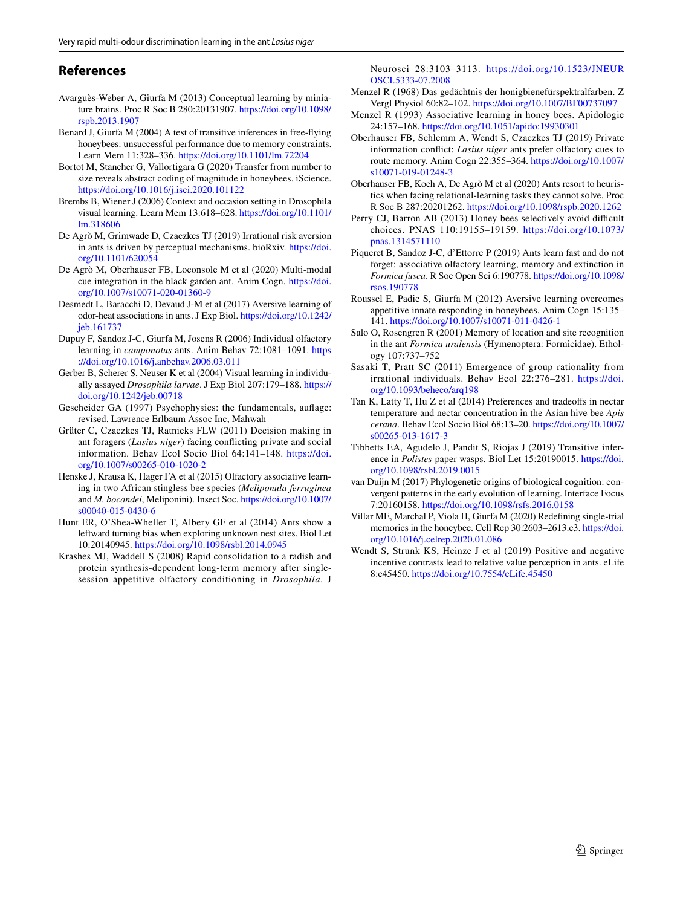## References

Avarguès-Weber A, Giurfa M (2013) Conceptual learning by miniature brains. Proc R Soc B 280:20131907. https://doi.org/10.1098/rspb.2013.1907

Benard J, Giurfa M (2004) A test of transitive inferences in free-flying honeybees: unsuccessful performance due to memory constraints. Learn Mem 11:328–336. https://doi.org/10.1101/lm.72204

Bortot M, Stancher G, Vallortigara G (2020) Transfer from number to size reveals abstract coding of magnitude in honeybees. iScience. https://doi.org/10.1016/j.isci.2020.101122

Brembs B, Wiener J (2006) Context and occasion setting in Drosophila visual learning. Learn Mem 13:618–628. https://doi.org/10.1101/lm.318606

De Agrò M, Grimwade D, Czaczkes TJ (2019) Irrational risk aversion in ants is driven by perceptual mechanisms. bioRxiv. https://doi.org/10.1101/620054

De Agrò M, Oberhauser FB, Loconsole M et al (2020) Multi-modal cue integration in the black garden ant. Anim Cogn. https://doi.org/10.1007/s10071-020-01360-9

Desmedt L, Baracchi D, Devaud J-M et al (2017) Aversive learning of odor-heat associations in ants. J Exp Biol. https://doi.org/10.1242/jeb.161737

Dupuy F, Sandoz J-C, Giurfa M, Josens R (2006) Individual olfactory learning in *camponotus* ants. Anim Behav 72:1081–1091. https://doi.org/10.1016/j.anbehav.2006.03.011

Gerber B, Scherer S, Neuser K et al (2004) Visual learning in individually assayed *Drosophila larvae*. J Exp Biol 207:179–188. https://doi.org/10.1242/jeb.00718

Gescheider GA (1997) Psychophysics: the fundamentals, auflage: revised. Lawrence Erlbaum Assoc Inc, Mahwah

Grüter C, Czaczkes TJ, Ratnieks FLW (2011) Decision making in ant foragers (*Lasius niger*) facing conflicting private and social information. Behav Ecol Socio Biol 64:141–148. https://doi.org/10.1007/s00265-010-1020-2

Henske J, Krausa K, Hager FA et al (2015) Olfactory associative learning in two African stingless bee species (*Meliponula ferruginea* and *M. bocandei*, Meliponini). Insect Soc. https://doi.org/10.1007/s00040-015-0430-6

Hunt ER, O'Shea-Wheller T, Albery GF et al (2014) Ants show a leftward turning bias when exploring unknown nest sites. Biol Let 10:20140945. https://doi.org/10.1098/rsbl.2014.0945

Krashes MJ, Waddell S (2008) Rapid consolidation to a radish and protein synthesis-dependent long-term memory after single-session appetitive olfactory conditioning in *Drosophila*. J Neurosci 28:3103–3113. https://doi.org/10.1523/JNEUROSCI.5333-07.2008

Menzel R (1968) Das gedächtnis der honigbienefürspektralfarben. Z Vergl Physiol 60:82–102. https://doi.org/10.1007/BF00737097

Menzel R (1993) Associative learning in honey bees. Apidologie 24:157–168. https://doi.org/10.1051/apido:19930301

Oberhauser FB, Schlemm A, Wendt S, Czaczkes TJ (2019) Private information conflict: *Lasius niger* ants prefer olfactory cues to route memory. Anim Cogn 22:355–364. https://doi.org/10.1007/s10071-019-01248-3

Oberhauser FB, Koch A, De Agrò M et al (2020) Ants resort to heuristics when facing relational-learning tasks they cannot solve. Proc R Soc B 287:20201262. https://doi.org/10.1098/rspb.2020.1262

Perry CJ, Barron AB (2013) Honey bees selectively avoid difficult choices. PNAS 110:19155–19159. https://doi.org/10.1073/pnas.1314571110

Piqueret B, Sandoz J-C, d'Ettorre P (2019) Ants learn fast and do not forget: associative olfactory learning, memory and extinction in *Formica fusca*. R Soc Open Sci 6:190778. https://doi.org/10.1098/rsos.190778

Roussel E, Padie S, Giurfa M (2012) Aversive learning overcomes appetitive innate responding in honeybees. Anim Cogn 15:135–141. https://doi.org/10.1007/s10071-011-0426-1

Salo O, Rosengren R (2001) Memory of location and site recognition in the ant *Formica uralensis* (Hymenoptera: Formicidae). Ethology 107:737–752

Sasaki T, Pratt SC (2011) Emergence of group rationality from irrational individuals. Behav Ecol 22:276–281. https://doi.org/10.1093/beheco/arq198

Tan K, Latty T, Hu Z et al (2014) Preferences and tradeoffs in nectar temperature and nectar concentration in the Asian hive bee *Apis cerana*. Behav Ecol Socio Biol 68:13–20. https://doi.org/10.1007/s00265-013-1617-3

Tibbetts EA, Agudelo J, Pandit S, Riojas J (2019) Transitive inference in *Polistes* paper wasps. Biol Let 15:20190015. https://doi.org/10.1098/rsbl.2019.0015

van Duijn M (2017) Phylogenetic origins of biological cognition: convergent patterns in the early evolution of learning. Interface Focus 7:20160158. https://doi.org/10.1098/rsfs.2016.0158

Villar ME, Marchal P, Viola H, Giurfa M (2020) Redefining single-trial memories in the honeybee. Cell Rep 30:2603–2613.e3. https://doi.org/10.1016/j.celrep.2020.01.086

Wendt S, Strunk KS, Heinze J et al (2019) Positive and negative incentive contrasts lead to relative value perception in ants. eLife 8:e45450. https://doi.org/10.7554/eLife.45450